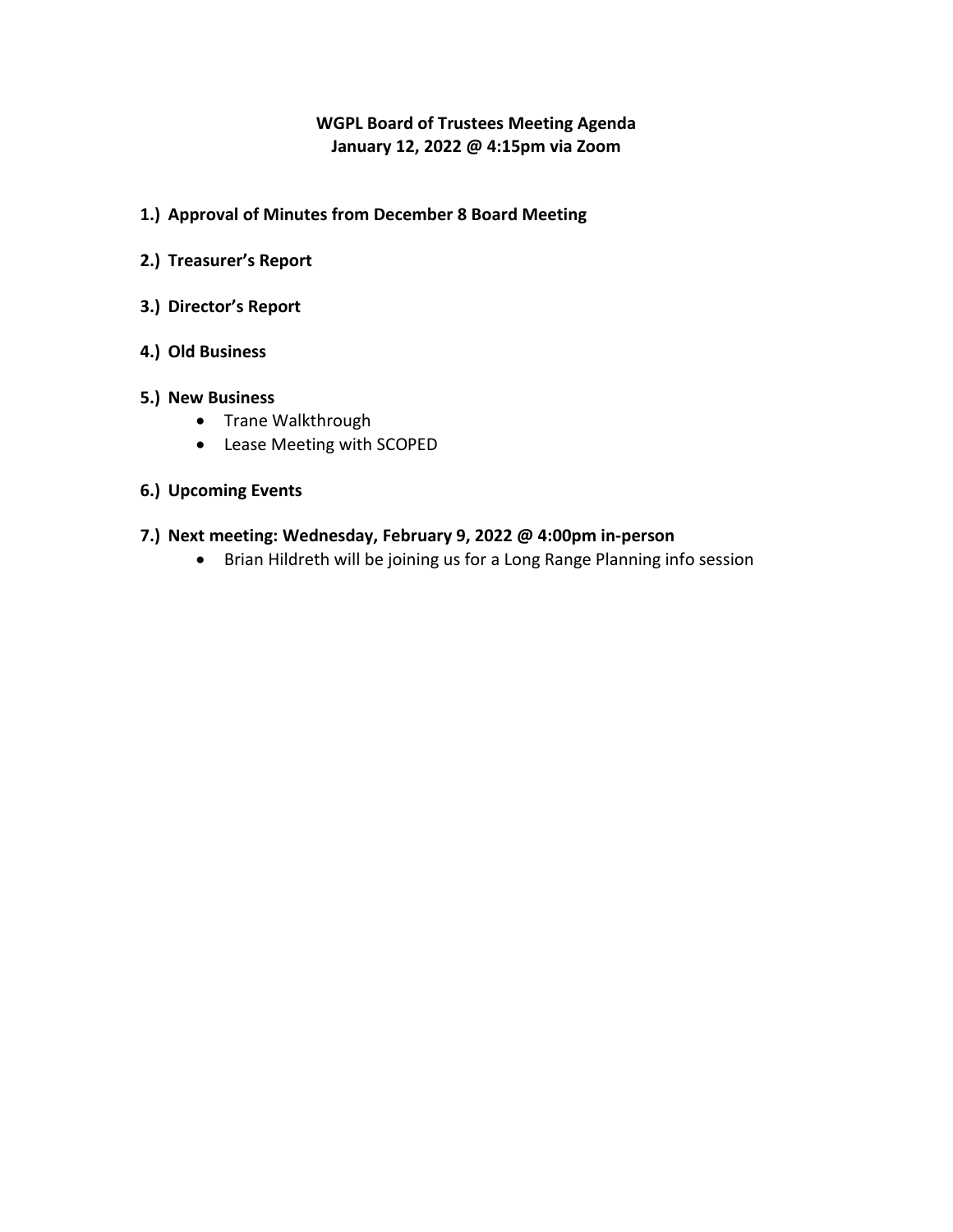# WGPL Board of Trustees Meeting Agenda
## January 12, 2022 @ 4:15pm via Zoom

**1.) Approval of Minutes from December 8 Board Meeting**

**2.) Treasurer's Report**

**3.) Director's Report**

**4.) Old Business**

**5.) New Business**

- Trane Walkthrough
- Lease Meeting with SCOPED

**6.) Upcoming Events**

**7.) Next meeting: Wednesday, February 9, 2022 @ 4:00pm in-person**

- Brian Hildreth will be joining us for a Long Range Planning info session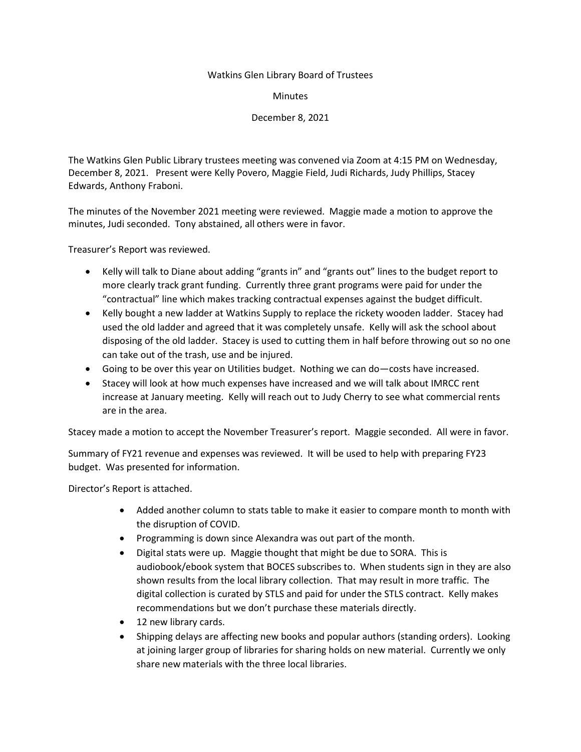Watkins Glen Library Board of Trustees

Minutes

December 8, 2021

The Watkins Glen Public Library trustees meeting was convened via Zoom at 4:15 PM on Wednesday, December 8, 2021. Present were Kelly Povero, Maggie Field, Judi Richards, Judy Phillips, Stacey Edwards, Anthony Fraboni.

The minutes of the November 2021 meeting were reviewed. Maggie made a motion to approve the minutes, Judi seconded. Tony abstained, all others were in favor.

Treasurer's Report was reviewed.

- Kelly will talk to Diane about adding "grants in" and "grants out" lines to the budget report to more clearly track grant funding. Currently three grant programs were paid for under the "contractual" line which makes tracking contractual expenses against the budget difficult.
- Kelly bought a new ladder at Watkins Supply to replace the rickety wooden ladder. Stacey had used the old ladder and agreed that it was completely unsafe. Kelly will ask the school about disposing of the old ladder. Stacey is used to cutting them in half before throwing out so no one can take out of the trash, use and be injured.
- Going to be over this year on Utilities budget. Nothing we can do—costs have increased.
- Stacey will look at how much expenses have increased and we will talk about IMRCC rent increase at January meeting. Kelly will reach out to Judy Cherry to see what commercial rents are in the area.

Stacey made a motion to accept the November Treasurer's report. Maggie seconded. All were in favor.

Summary of FY21 revenue and expenses was reviewed. It will be used to help with preparing FY23 budget. Was presented for information.

Director's Report is attached.

- Added another column to stats table to make it easier to compare month to month with the disruption of COVID.
- Programming is down since Alexandra was out part of the month.
- Digital stats were up. Maggie thought that might be due to SORA. This is audiobook/ebook system that BOCES subscribes to. When students sign in they are also shown results from the local library collection. That may result in more traffic. The digital collection is curated by STLS and paid for under the STLS contract. Kelly makes recommendations but we don't purchase these materials directly.
- 12 new library cards.
- Shipping delays are affecting new books and popular authors (standing orders). Looking at joining larger group of libraries for sharing holds on new material. Currently we only share new materials with the three local libraries.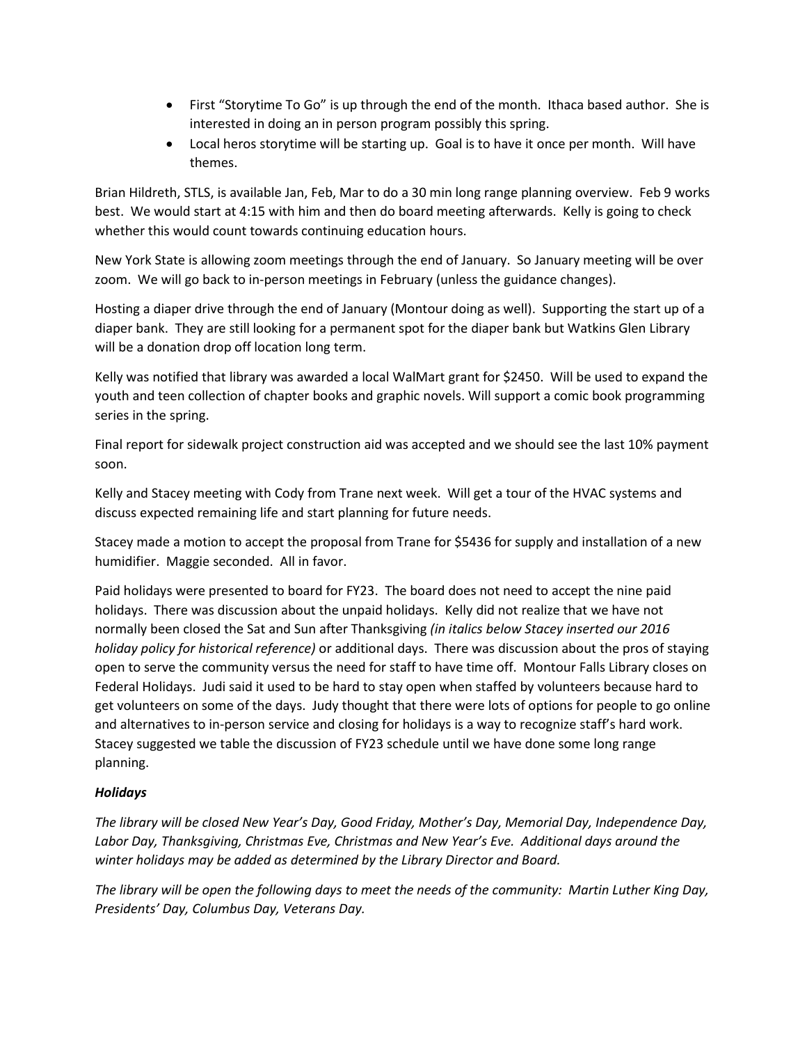- First "Storytime To Go" is up through the end of the month. Ithaca based author. She is interested in doing an in person program possibly this spring.
- Local heros storytime will be starting up. Goal is to have it once per month. Will have themes.

Brian Hildreth, STLS, is available Jan, Feb, Mar to do a 30 min long range planning overview. Feb 9 works best. We would start at 4:15 with him and then do board meeting afterwards. Kelly is going to check whether this would count towards continuing education hours.

New York State is allowing zoom meetings through the end of January. So January meeting will be over zoom. We will go back to in-person meetings in February (unless the guidance changes).

Hosting a diaper drive through the end of January (Montour doing as well). Supporting the start up of a diaper bank. They are still looking for a permanent spot for the diaper bank but Watkins Glen Library will be a donation drop off location long term.

Kelly was notified that library was awarded a local WalMart grant for $2450. Will be used to expand the youth and teen collection of chapter books and graphic novels. Will support a comic book programming series in the spring.

Final report for sidewalk project construction aid was accepted and we should see the last 10% payment soon.

Kelly and Stacey meeting with Cody from Trane next week. Will get a tour of the HVAC systems and discuss expected remaining life and start planning for future needs.

Stacey made a motion to accept the proposal from Trane for $5436 for supply and installation of a new humidifier. Maggie seconded. All in favor.

Paid holidays were presented to board for FY23. The board does not need to accept the nine paid holidays. There was discussion about the unpaid holidays. Kelly did not realize that we have not normally been closed the Sat and Sun after Thanksgiving *(in italics below Stacey inserted our 2016 holiday policy for historical reference)* or additional days. There was discussion about the pros of staying open to serve the community versus the need for staff to have time off. Montour Falls Library closes on Federal Holidays. Judi said it used to be hard to stay open when staffed by volunteers because hard to get volunteers on some of the days. Judy thought that there were lots of options for people to go online and alternatives to in-person service and closing for holidays is a way to recognize staff's hard work. Stacey suggested we table the discussion of FY23 schedule until we have done some long range planning.

***Holidays***

*The library will be closed New Year's Day, Good Friday, Mother's Day, Memorial Day, Independence Day, Labor Day, Thanksgiving, Christmas Eve, Christmas and New Year's Eve. Additional days around the winter holidays may be added as determined by the Library Director and Board.*

*The library will be open the following days to meet the needs of the community: Martin Luther King Day, Presidents' Day, Columbus Day, Veterans Day.*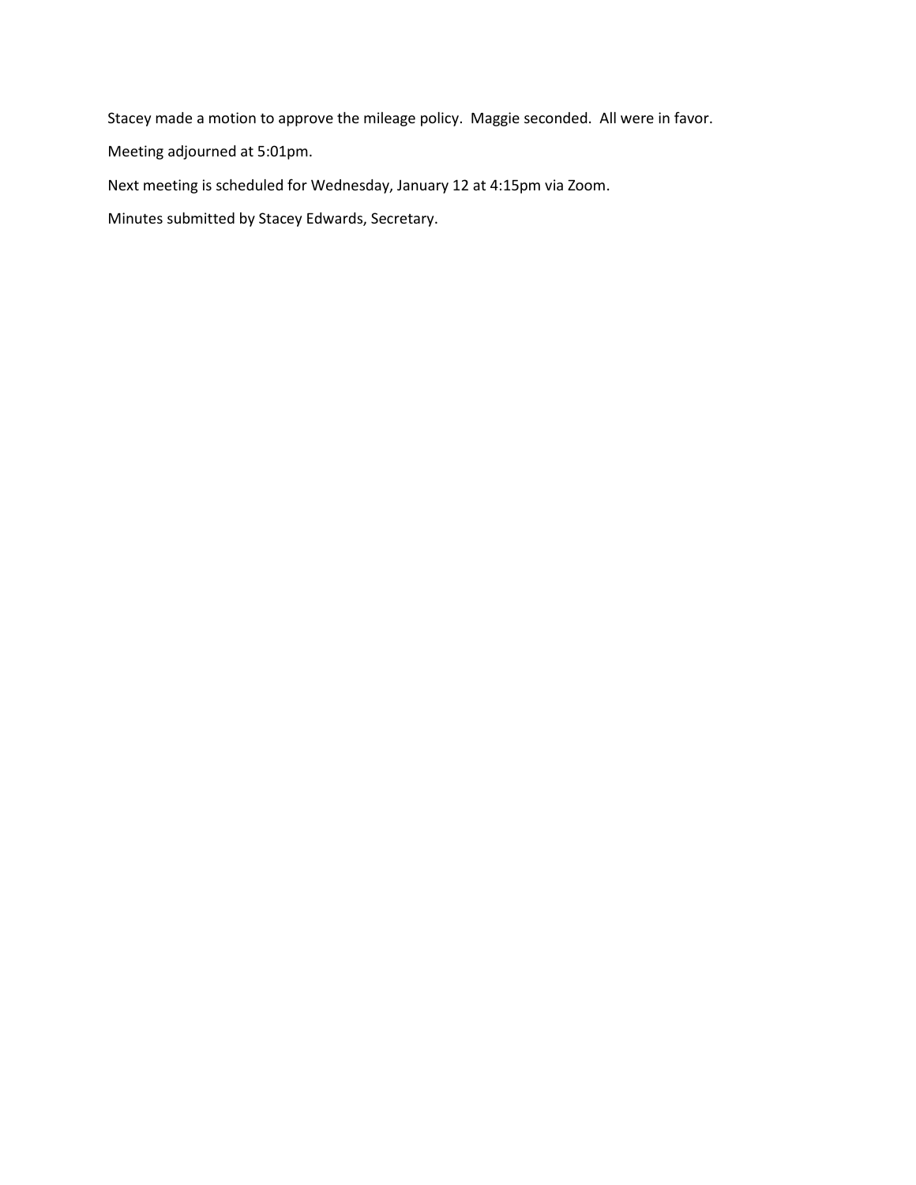Stacey made a motion to approve the mileage policy.  Maggie seconded.  All were in favor.

Meeting adjourned at 5:01pm.

Next meeting is scheduled for Wednesday, January 12 at 4:15pm via Zoom.

Minutes submitted by Stacey Edwards, Secretary.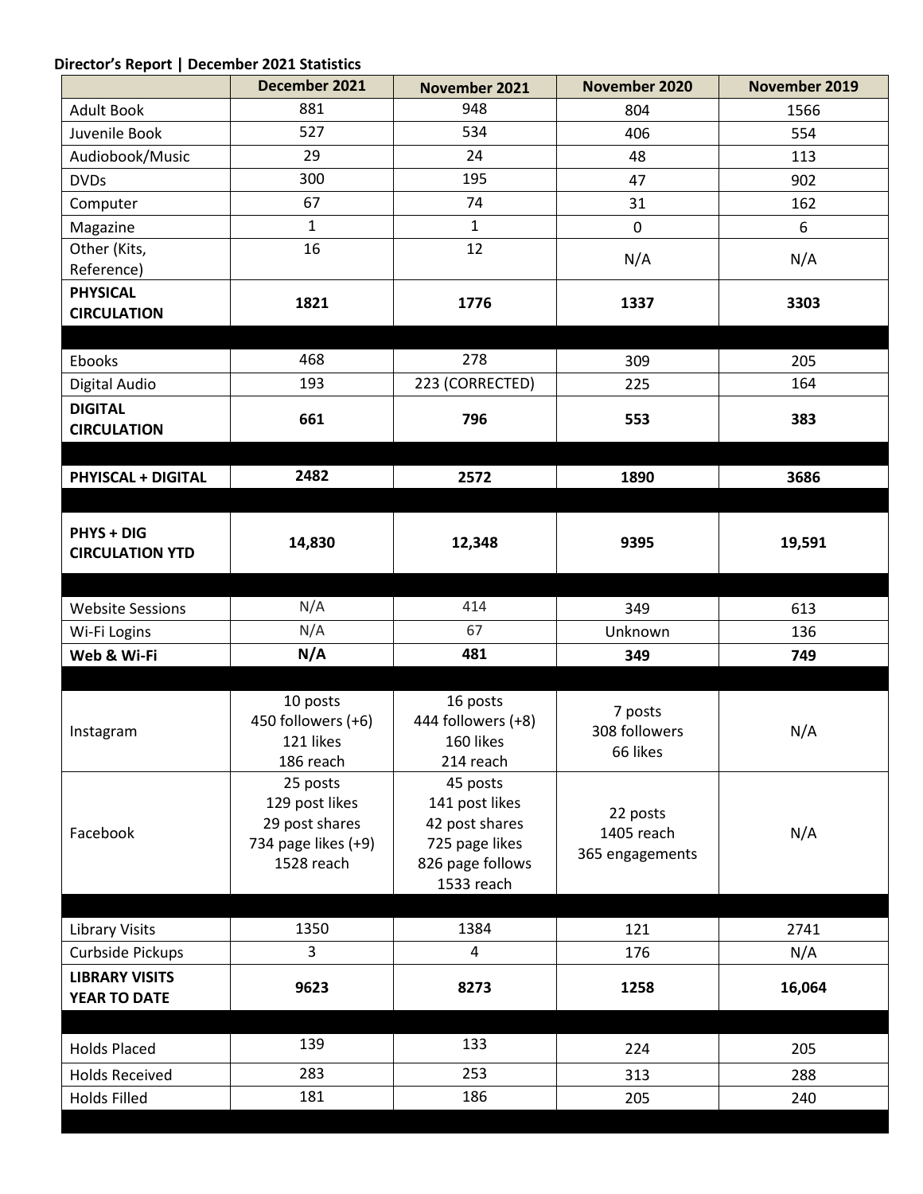**Director's Report | December 2021 Statistics**

| | December 2021 | November 2021 | November 2020 | November 2019 |
|---|---|---|---|---|
| Adult Book | 881 | 948 | 804 | 1566 |
| Juvenile Book | 527 | 534 | 406 | 554 |
| Audiobook/Music | 29 | 24 | 48 | 113 |
| DVDs | 300 | 195 | 47 | 902 |
| Computer | 67 | 74 | 31 | 162 |
| Magazine | 1 | 1 | 0 | 6 |
| Other (Kits, Reference) | 16 | 12 | N/A | N/A |
| **PHYSICAL CIRCULATION** | **1821** | **1776** | **1337** | **3303** |
| | | | | |
| Ebooks | 468 | 278 | 309 | 205 |
| Digital Audio | 193 | 223 (CORRECTED) | 225 | 164 |
| **DIGITAL CIRCULATION** | **661** | **796** | **553** | **383** |
| | | | | |
| **PHYISCAL + DIGITAL** | **2482** | **2572** | **1890** | **3686** |
| | | | | |
| **PHYS + DIG CIRCULATION YTD** | **14,830** | **12,348** | **9395** | **19,591** |
| | | | | |
| Website Sessions | N/A | 414 | 349 | 613 |
| Wi-Fi Logins | N/A | 67 | Unknown | 136 |
| **Web & Wi-Fi** | **N/A** | **481** | **349** | **749** |
| | | | | |
| Instagram | 10 posts<br>450 followers (+6)<br>121 likes<br>186 reach | 16 posts<br>444 followers (+8)<br>160 likes<br>214 reach | 7 posts<br>308 followers<br>66 likes | N/A |
| Facebook | 25 posts<br>129 post likes<br>29 post shares<br>734 page likes (+9)<br>1528 reach | 45 posts<br>141 post likes<br>42 post shares<br>725 page likes<br>826 page follows<br>1533 reach | 22 posts<br>1405 reach<br>365 engagements | N/A |
| | | | | |
| Library Visits | 1350 | 1384 | 121 | 2741 |
| Curbside Pickups | 3 | 4 | 176 | N/A |
| **LIBRARY VISITS YEAR TO DATE** | **9623** | **8273** | **1258** | **16,064** |
| | | | | |
| Holds Placed | 139 | 133 | 224 | 205 |
| Holds Received | 283 | 253 | 313 | 288 |
| Holds Filled | 181 | 186 | 205 | 240 |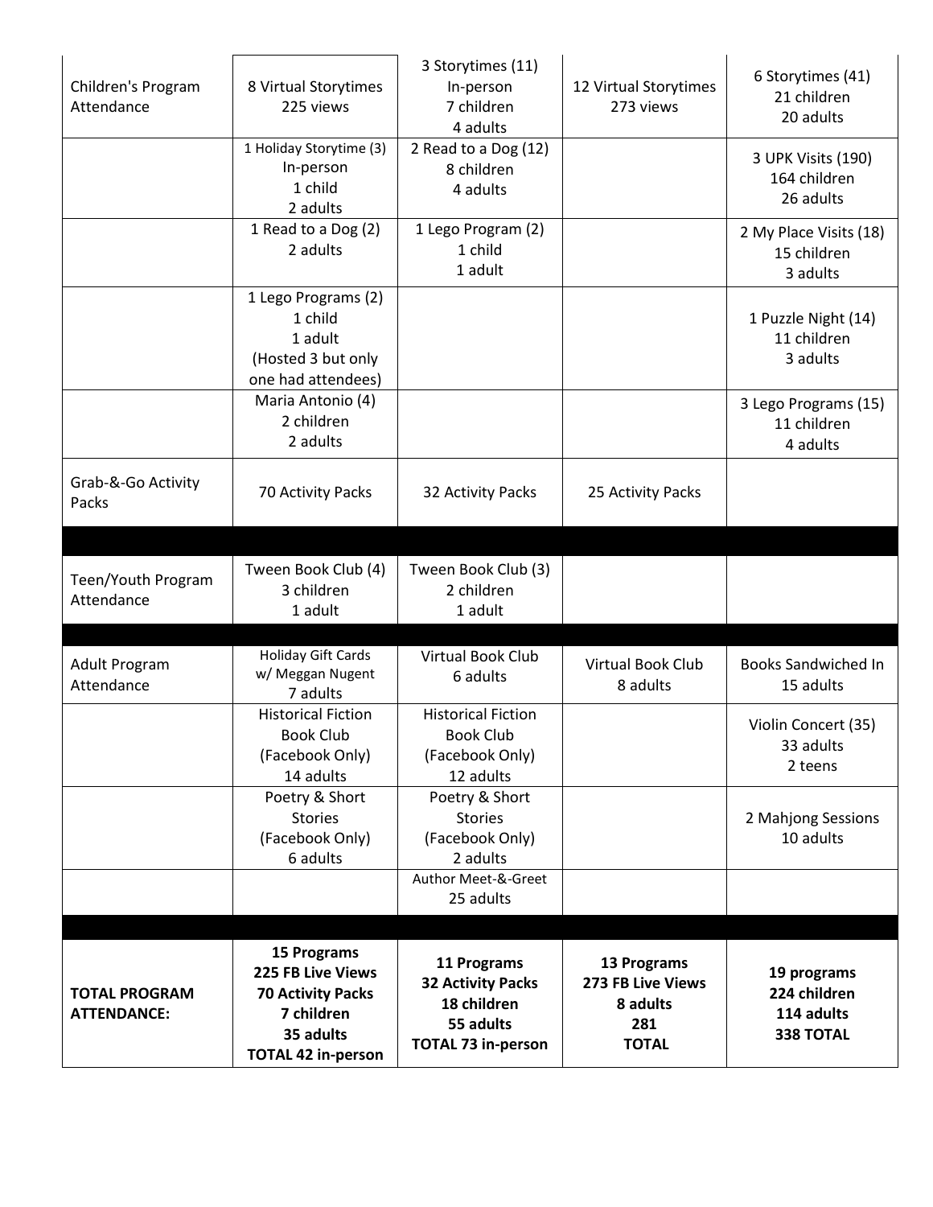| | | | | |
|---|---|---|---|---|
| Children's Program Attendance | 8 Virtual Storytimes 225 views | 3 Storytimes (11) In-person 7 children 4 adults | 12 Virtual Storytimes 273 views | 6 Storytimes (41) 21 children 20 adults |
| | 1 Holiday Storytime (3) In-person 1 child 2 adults | 2 Read to a Dog (12) 8 children 4 adults | | 3 UPK Visits (190) 164 children 26 adults |
| | 1 Read to a Dog (2) 2 adults | 1 Lego Program (2) 1 child 1 adult | | 2 My Place Visits (18) 15 children 3 adults |
| | 1 Lego Programs (2) 1 child 1 adult (Hosted 3 but only one had attendees) | | | 1 Puzzle Night (14) 11 children 3 adults |
| | Maria Antonio (4) 2 children 2 adults | | | 3 Lego Programs (15) 11 children 4 adults |
| Grab-&-Go Activity Packs | 70 Activity Packs | 32 Activity Packs | 25 Activity Packs | |
| | | | | |
| Teen/Youth Program Attendance | Tween Book Club (4) 3 children 1 adult | Tween Book Club (3) 2 children 1 adult | | |
| | | | | |
| Adult Program Attendance | Holiday Gift Cards w/ Meggan Nugent 7 adults | Virtual Book Club 6 adults | Virtual Book Club 8 adults | Books Sandwiched In 15 adults |
| | Historical Fiction Book Club (Facebook Only) 14 adults | Historical Fiction Book Club (Facebook Only) 12 adults | | Violin Concert (35) 33 adults 2 teens |
| | Poetry & Short Stories (Facebook Only) 6 adults | Poetry & Short Stories (Facebook Only) 2 adults | | 2 Mahjong Sessions 10 adults |
| | | Author Meet-&-Greet 25 adults | | |
| | | | | |
| **TOTAL PROGRAM ATTENDANCE:** | **15 Programs 225 FB Live Views 70 Activity Packs 7 children 35 adults TOTAL 42 in-person** | **11 Programs 32 Activity Packs 18 children 55 adults TOTAL 73 in-person** | **13 Programs 273 FB Live Views 8 adults 281 TOTAL** | **19 programs 224 children 114 adults 338 TOTAL** |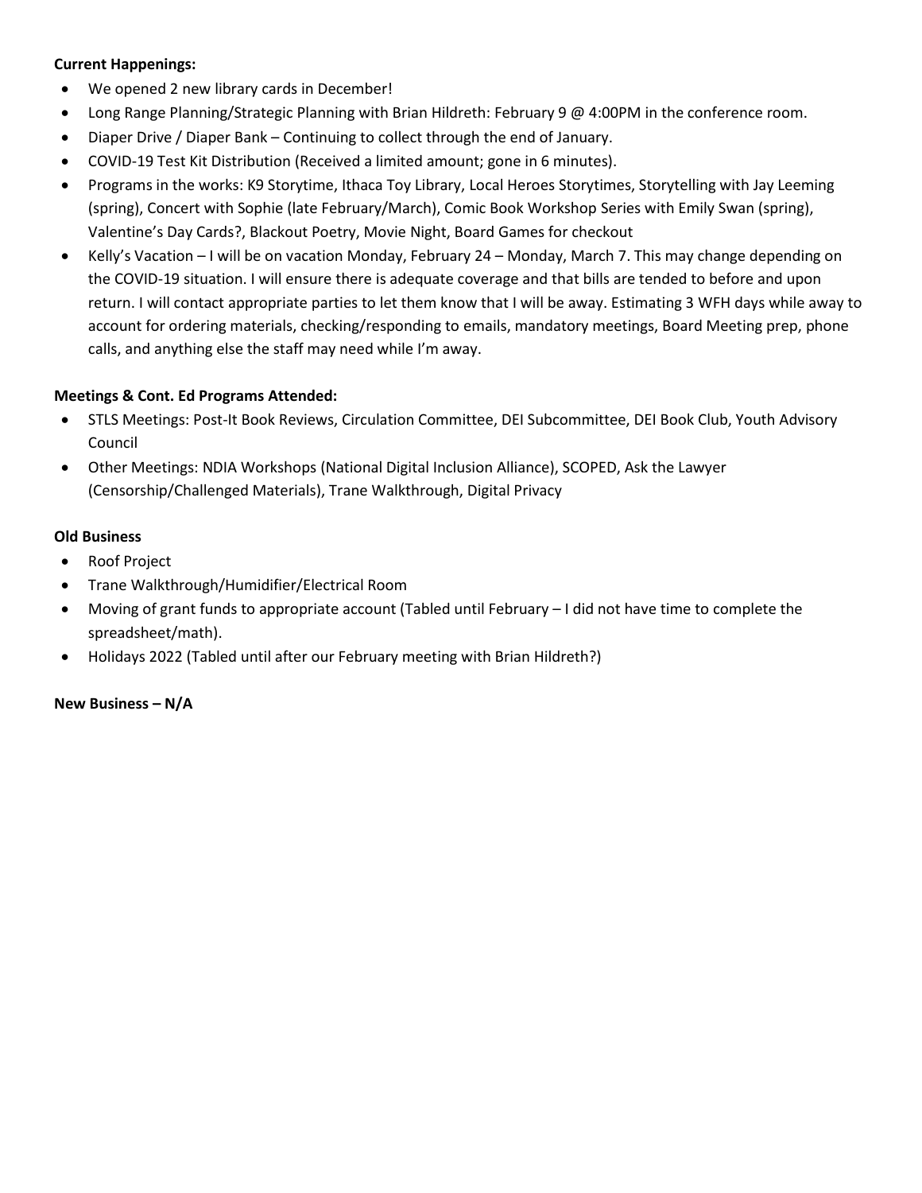**Current Happenings:**

- We opened 2 new library cards in December!
- Long Range Planning/Strategic Planning with Brian Hildreth: February 9 @ 4:00PM in the conference room.
- Diaper Drive / Diaper Bank – Continuing to collect through the end of January.
- COVID-19 Test Kit Distribution (Received a limited amount; gone in 6 minutes).
- Programs in the works: K9 Storytime, Ithaca Toy Library, Local Heroes Storytimes, Storytelling with Jay Leeming (spring), Concert with Sophie (late February/March), Comic Book Workshop Series with Emily Swan (spring), Valentine's Day Cards?, Blackout Poetry, Movie Night, Board Games for checkout
- Kelly's Vacation – I will be on vacation Monday, February 24 – Monday, March 7. This may change depending on the COVID-19 situation. I will ensure there is adequate coverage and that bills are tended to before and upon return. I will contact appropriate parties to let them know that I will be away. Estimating 3 WFH days while away to account for ordering materials, checking/responding to emails, mandatory meetings, Board Meeting prep, phone calls, and anything else the staff may need while I'm away.

**Meetings & Cont. Ed Programs Attended:**

- STLS Meetings: Post-It Book Reviews, Circulation Committee, DEI Subcommittee, DEI Book Club, Youth Advisory Council
- Other Meetings: NDIA Workshops (National Digital Inclusion Alliance), SCOPED, Ask the Lawyer (Censorship/Challenged Materials), Trane Walkthrough, Digital Privacy

**Old Business**

- Roof Project
- Trane Walkthrough/Humidifier/Electrical Room
- Moving of grant funds to appropriate account (Tabled until February – I did not have time to complete the spreadsheet/math).
- Holidays 2022 (Tabled until after our February meeting with Brian Hildreth?)

**New Business – N/A**